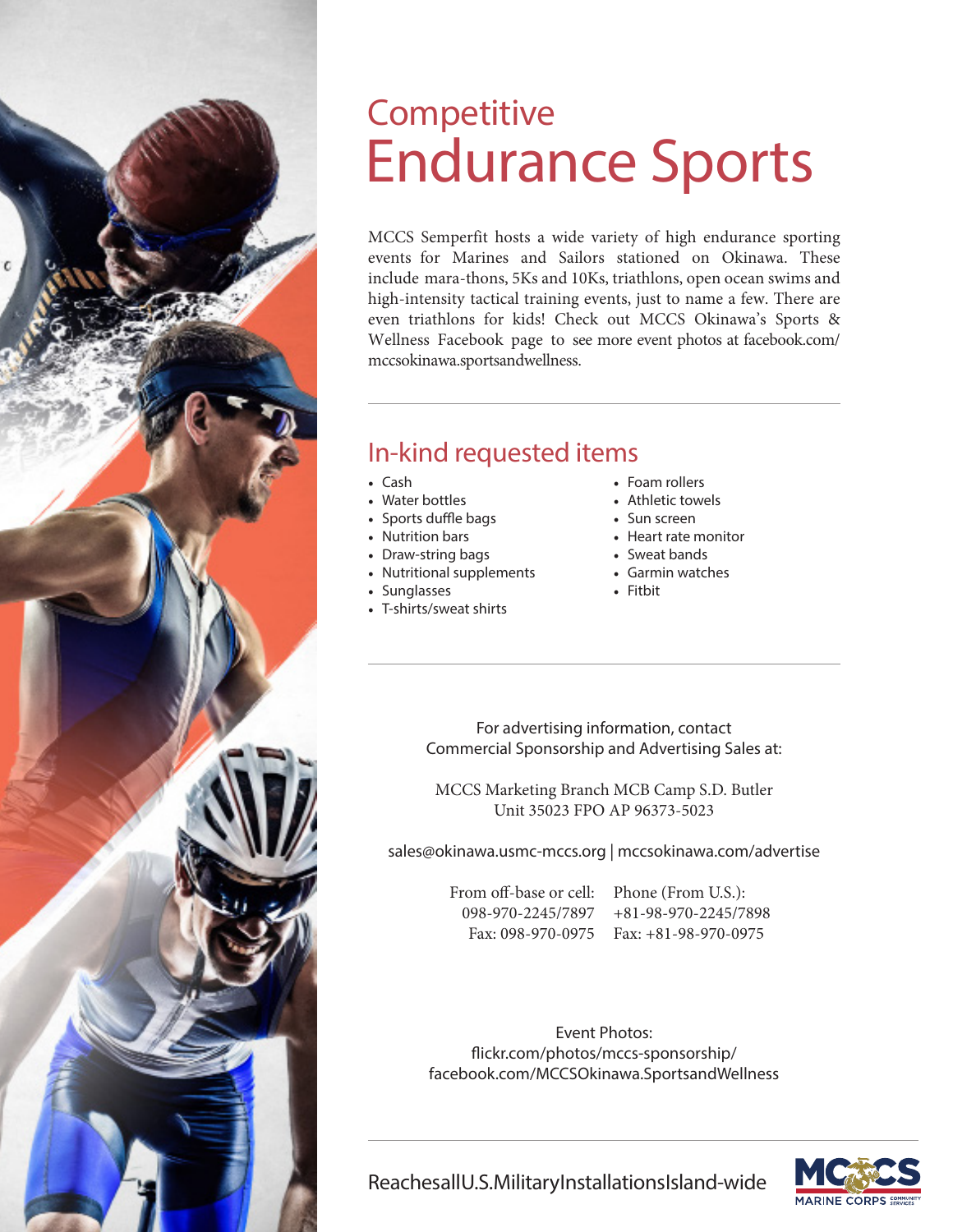# Competitive Endurance Sports

MCCS Semperfit hosts a wide variety of high endurance sporting events for Marines and Sailors stationed on Okinawa. These include mara-thons, 5Ks and 10Ks, triathlons, open ocean swims and high-intensity tactical training events, just to name a few. There are even triathlons for kids! Check out MCCS Okinawa's Sports & Wellness Facebook page to see more event photos at facebook.com/mccsokinawa.sportsandwellness.

## In-kind requested items

- Cash
- Water bottles
- Sports duffle bags
- Nutrition bars
- Draw-string bags
- Nutritional supplements
- Sunglasses
- T-shirts/sweat shirts
- Foam rollers
- Athletic towels
- Sun screen
- Heart rate monitor
- Sweat bands
- Garmin watches
- Fitbit

For advertising information, contact
Commercial Sponsorship and Advertising Sales at:

MCCS Marketing Branch MCB Camp S.D. Butler
Unit 35023 FPO AP 96373-5023

sales@okinawa.usmc-mccs.org | mccsokinawa.com/advertise

| From off-base or cell: | Phone (From U.S.): |
|---|---|
| 098-970-2245/7897 | +81-98-970-2245/7898 |
| Fax: 098-970-0975 | Fax: +81-98-970-0975 |

Event Photos:
flickr.com/photos/mccs-sponsorship/
facebook.com/MCCSOkinawa.SportsandWellness

ReachesallU.S.MilitaryInstallationsIsland-wide

MCCS MARINE CORPS COMMUNITY SERVICES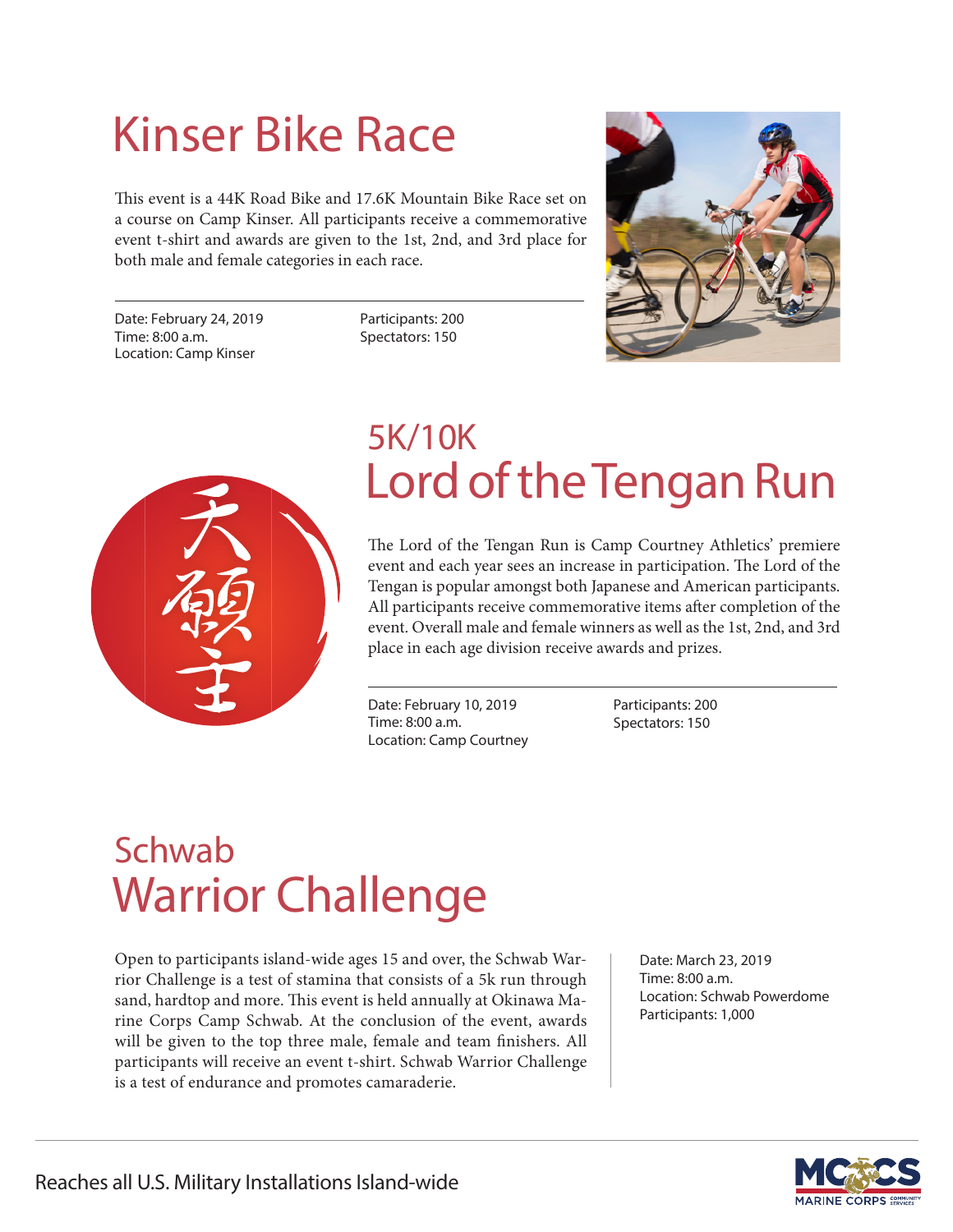# Kinser Bike Race

This event is a 44K Road Bike and 17.6K Mountain Bike Race set on a course on Camp Kinser. All participants receive a commemorative event t-shirt and awards are given to the 1st, 2nd, and 3rd place for both male and female categories in each race.

Date: February 24, 2019
Time: 8:00 a.m.
Location: Camp Kinser

Participants: 200
Spectators: 150

## 5K/10K
# Lord of the Tengan Run

The Lord of the Tengan Run is Camp Courtney Athletics' premiere event and each year sees an increase in participation. The Lord of the Tengan is popular amongst both Japanese and American participants. All participants receive commemorative items after completion of the event. Overall male and female winners as well as the 1st, 2nd, and 3rd place in each age division receive awards and prizes.

Date: February 10, 2019
Time: 8:00 a.m.
Location: Camp Courtney

Participants: 200
Spectators: 150

## Schwab
# Warrior Challenge

Open to participants island-wide ages 15 and over, the Schwab Warrior Challenge is a test of stamina that consists of a 5k run through sand, hardtop and more. This event is held annually at Okinawa Marine Corps Camp Schwab. At the conclusion of the event, awards will be given to the top three male, female and team finishers. All participants will receive an event t-shirt. Schwab Warrior Challenge is a test of endurance and promotes camaraderie.

Date: March 23, 2019
Time: 8:00 a.m.
Location: Schwab Powerdome
Participants: 1,000

Reaches all U.S. Military Installations Island-wide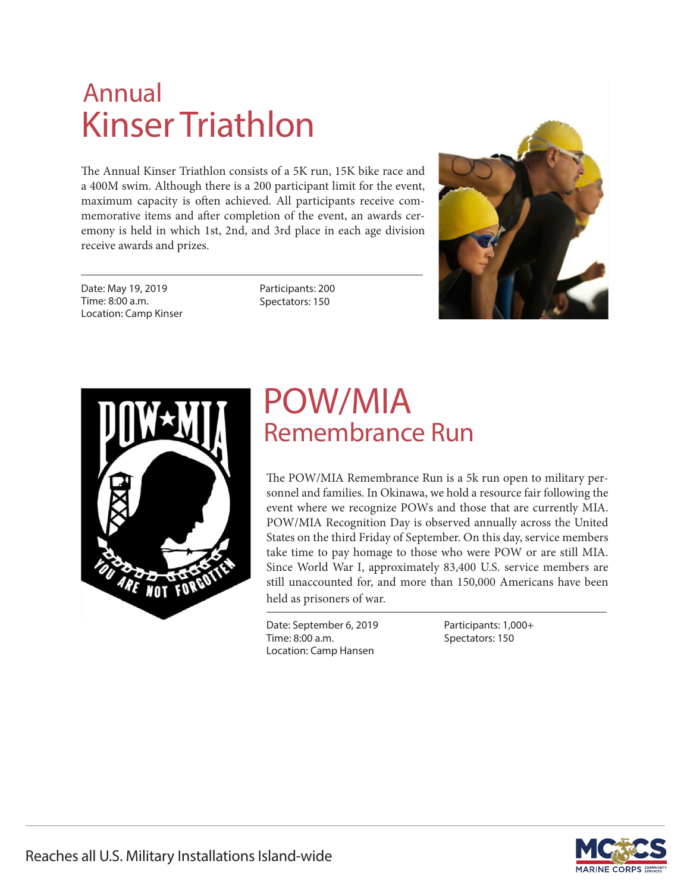# Annual Kinser Triathlon

The Annual Kinser Triathlon consists of a 5K run, 15K bike race and a 400M swim. Although there is a 200 participant limit for the event, maximum capacity is often achieved. All participants receive commemorative items and after completion of the event, an awards ceremony is held in which 1st, 2nd, and 3rd place in each age division receive awards and prizes.

Date: May 19, 2019
Time: 8:00 a.m.
Location: Camp Kinser

Participants: 200
Spectators: 150

# POW/MIA Remembrance Run

The POW/MIA Remembrance Run is a 5k run open to military personnel and families. In Okinawa, we hold a resource fair following the event where we recognize POWs and those that are currently MIA. POW/MIA Recognition Day is observed annually across the United States on the third Friday of September. On this day, service members take time to pay homage to those who were POW or are still MIA. Since World War I, approximately 83,400 U.S. service members are still unaccounted for, and more than 150,000 Americans have been held as prisoners of war.

Date: September 6, 2019
Time: 8:00 a.m.
Location: Camp Hansen

Participants: 1,000+
Spectators: 150

Reaches all U.S. Military Installations Island-wide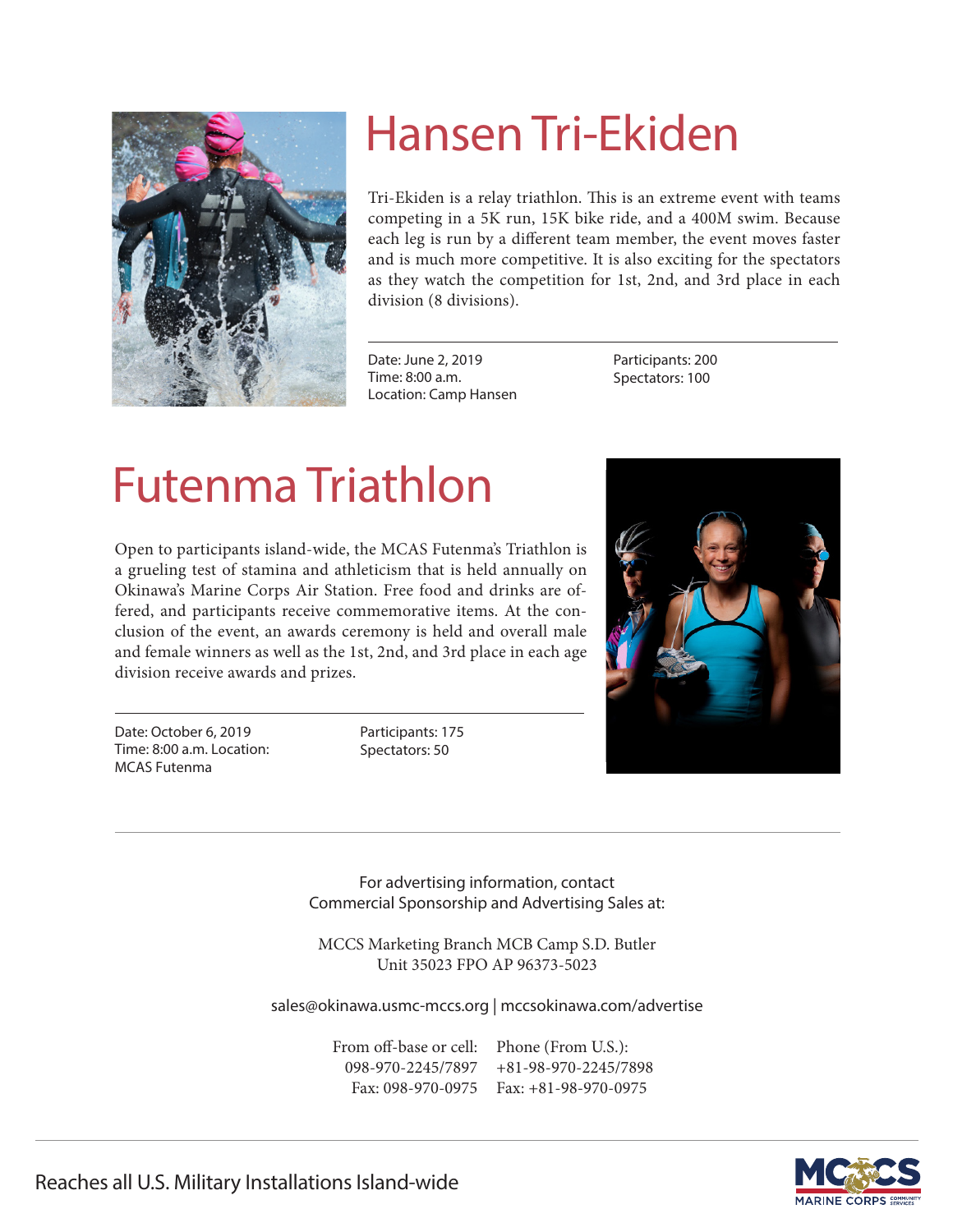# Hansen Tri-Ekiden

Tri-Ekiden is a relay triathlon. This is an extreme event with teams competing in a 5K run, 15K bike ride, and a 400M swim. Because each leg is run by a different team member, the event moves faster and is much more competitive. It is also exciting for the spectators as they watch the competition for 1st, 2nd, and 3rd place in each division (8 divisions).

Date: June 2, 2019
Time: 8:00 a.m.
Location: Camp Hansen

Participants: 200
Spectators: 100

# Futenma Triathlon

Open to participants island-wide, the MCAS Futenma's Triathlon is a grueling test of stamina and athleticism that is held annually on Okinawa's Marine Corps Air Station. Free food and drinks are offered, and participants receive commemorative items. At the conclusion of the event, an awards ceremony is held and overall male and female winners as well as the 1st, 2nd, and 3rd place in each age division receive awards and prizes.

Date: October 6, 2019
Time: 8:00 a.m. Location:
MCAS Futenma

Participants: 175
Spectators: 50

---

For advertising information, contact
Commercial Sponsorship and Advertising Sales at:

MCCS Marketing Branch MCB Camp S.D. Butler
Unit 35023 FPO AP 96373-5023

sales@okinawa.usmc-mccs.org | mccsokinawa.com/advertise

From off-base or cell:
098-970-2245/7897
Fax: 098-970-0975

Phone (From U.S.):
+81-98-970-2245/7898
Fax: +81-98-970-0975

Reaches all U.S. Military Installations Island-wide

MCCS MARINE CORPS COMMUNITY SERVICES